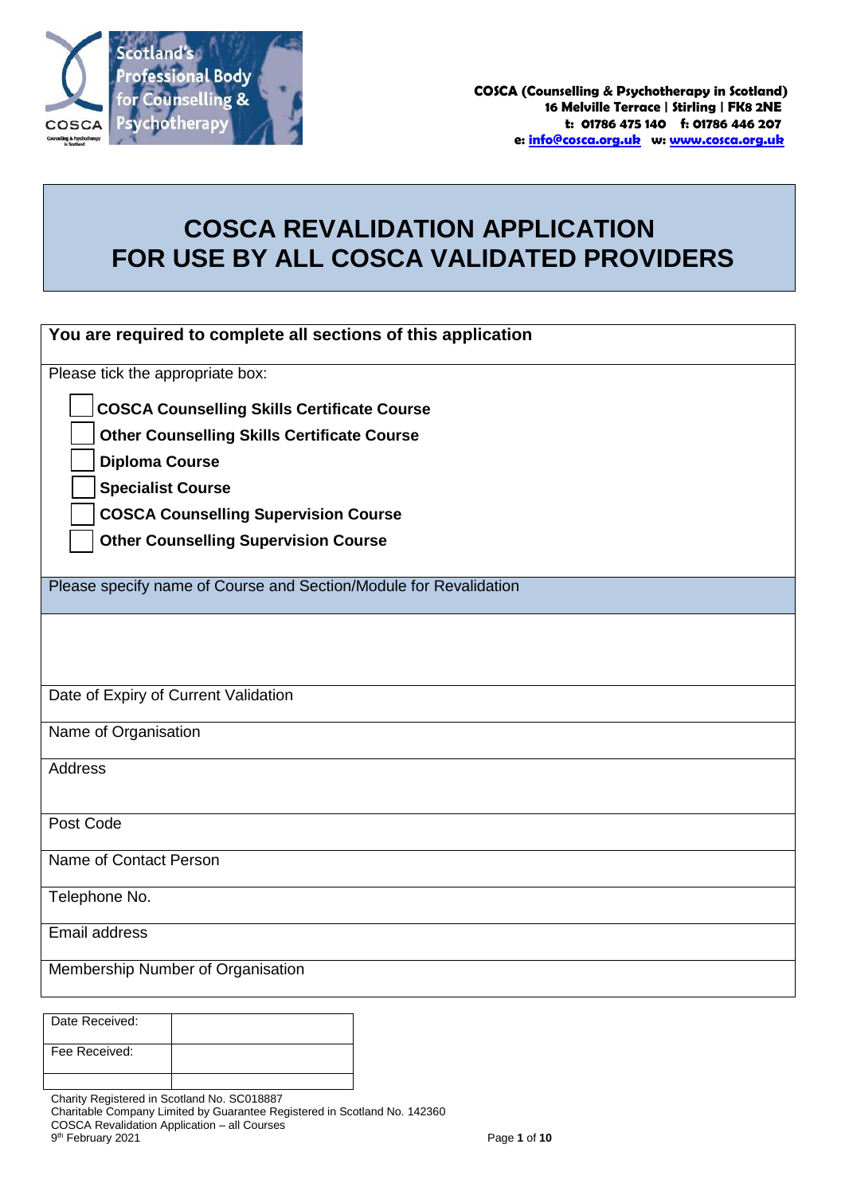Scotland's Professional Body for Counselling & Psychotherapy

**COSCA (Counselling & Psychotherapy in Scotland)**
**16 Melville Terrace | Stirling | FK8 2NE**
**t: 01786 475 140 f: 01786 446 207**
**e: info@cosca.org.uk w: www.cosca.org.uk**

# COSCA REVALIDATION APPLICATION
# FOR USE BY ALL COSCA VALIDATED PROVIDERS

**You are required to complete all sections of this application**

Please tick the appropriate box:

- ☐ **COSCA Counselling Skills Certificate Course**
- ☐ **Other Counselling Skills Certificate Course**
- ☐ **Diploma Course**
- ☐ **Specialist Course**
- ☐ **COSCA Counselling Supervision Course**
- ☐ **Other Counselling Supervision Course**

| Please specify name of Course and Section/Module for Revalidation |
|---|
| |
| Date of Expiry of Current Validation |
| Name of Organisation |
| Address |
| Post Code |
| Name of Contact Person |
| Telephone No. |
| Email address |
| Membership Number of Organisation |

| Date Received: | |
|---|---|
| Fee Received: | |
| | |

Charity Registered in Scotland No. SC018887
Charitable Company Limited by Guarantee Registered in Scotland No. 142360
COSCA Revalidation Application – all Courses
9th February 2021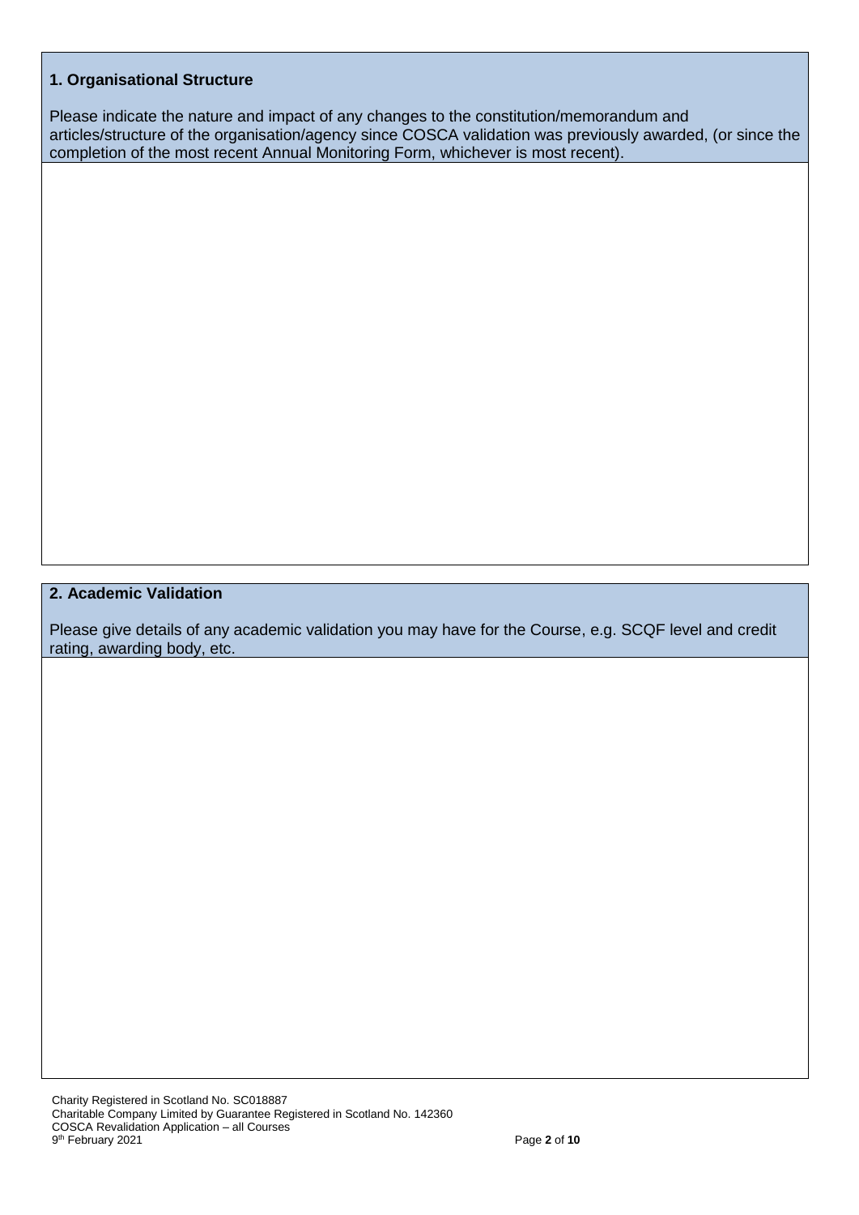## 1. Organisational Structure

Please indicate the nature and impact of any changes to the constitution/memorandum and articles/structure of the organisation/agency since COSCA validation was previously awarded, (or since the completion of the most recent Annual Monitoring Form, whichever is most recent).

## 2. Academic Validation

Please give details of any academic validation you may have for the Course, e.g. SCQF level and credit rating, awarding body, etc.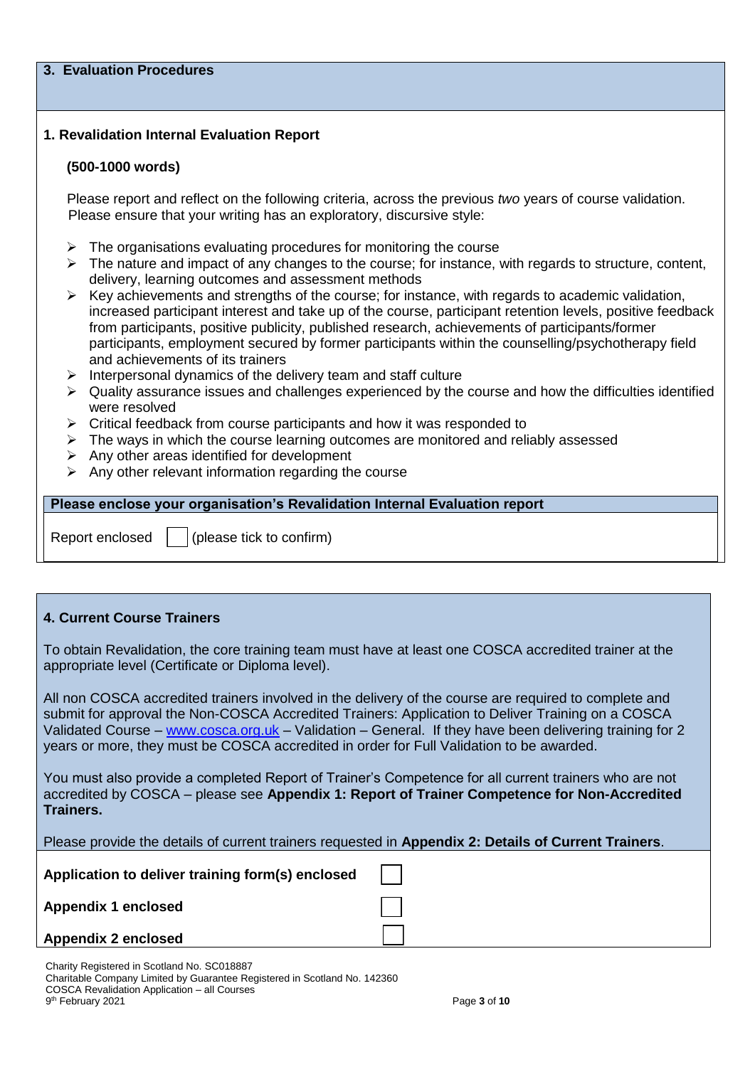## 3. Evaluation Procedures

### 1. Revalidation Internal Evaluation Report

**(500-1000 words)**

Please report and reflect on the following criteria, across the previous *two* years of course validation. Please ensure that your writing has an exploratory, discursive style:

- The organisations evaluating procedures for monitoring the course
- The nature and impact of any changes to the course; for instance, with regards to structure, content, delivery, learning outcomes and assessment methods
- Key achievements and strengths of the course; for instance, with regards to academic validation, increased participant interest and take up of the course, participant retention levels, positive feedback from participants, positive publicity, published research, achievements of participants/former participants, employment secured by former participants within the counselling/psychotherapy field and achievements of its trainers
- Interpersonal dynamics of the delivery team and staff culture
- Quality assurance issues and challenges experienced by the course and how the difficulties identified were resolved
- Critical feedback from course participants and how it was responded to
- The ways in which the course learning outcomes are monitored and reliably assessed
- Any other areas identified for development
- Any other relevant information regarding the course

**Please enclose your organisation's Revalidation Internal Evaluation report**

Report enclosed ☐ (please tick to confirm)

## 4. Current Course Trainers

To obtain Revalidation, the core training team must have at least one COSCA accredited trainer at the appropriate level (Certificate or Diploma level).

All non COSCA accredited trainers involved in the delivery of the course are required to complete and submit for approval the Non-COSCA Accredited Trainers: Application to Deliver Training on a COSCA Validated Course – www.cosca.org.uk – Validation – General. If they have been delivering training for 2 years or more, they must be COSCA accredited in order for Full Validation to be awarded.

You must also provide a completed Report of Trainer's Competence for all current trainers who are not accredited by COSCA – please see **Appendix 1: Report of Trainer Competence for Non-Accredited Trainers.**

Please provide the details of current trainers requested in **Appendix 2: Details of Current Trainers**.

**Application to deliver training form(s) enclosed** ☐

**Appendix 1 enclosed** ☐

**Appendix 2 enclosed** ☐

Charity Registered in Scotland No. SC018887
Charitable Company Limited by Guarantee Registered in Scotland No. 142360
COSCA Revalidation Application – all Courses
9th February 2021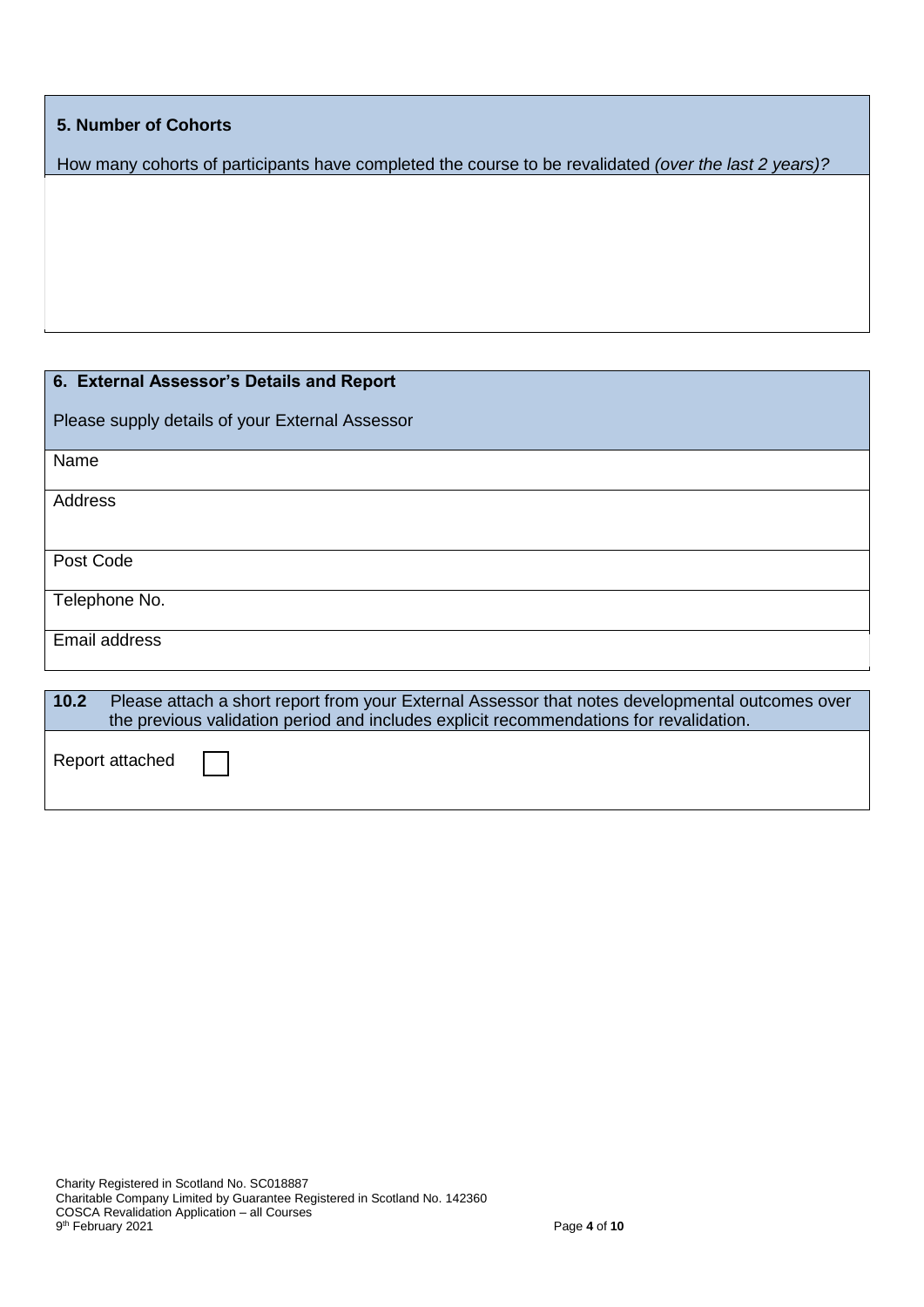### 5. Number of Cohorts

How many cohorts of participants have completed the course to be revalidated *(over the last 2 years)?*

### 6. External Assessor's Details and Report

Please supply details of your External Assessor

| Field | Details |
|---|---|
| Name | |
| Address | |
| Post Code | |
| Telephone No. | |
| Email address | |

**10.2** Please attach a short report from your External Assessor that notes developmental outcomes over the previous validation period and includes explicit recommendations for revalidation.

Report attached ☐

Charity Registered in Scotland No. SC018887
Charitable Company Limited by Guarantee Registered in Scotland No. 142360
COSCA Revalidation Application – all Courses
9th February 2021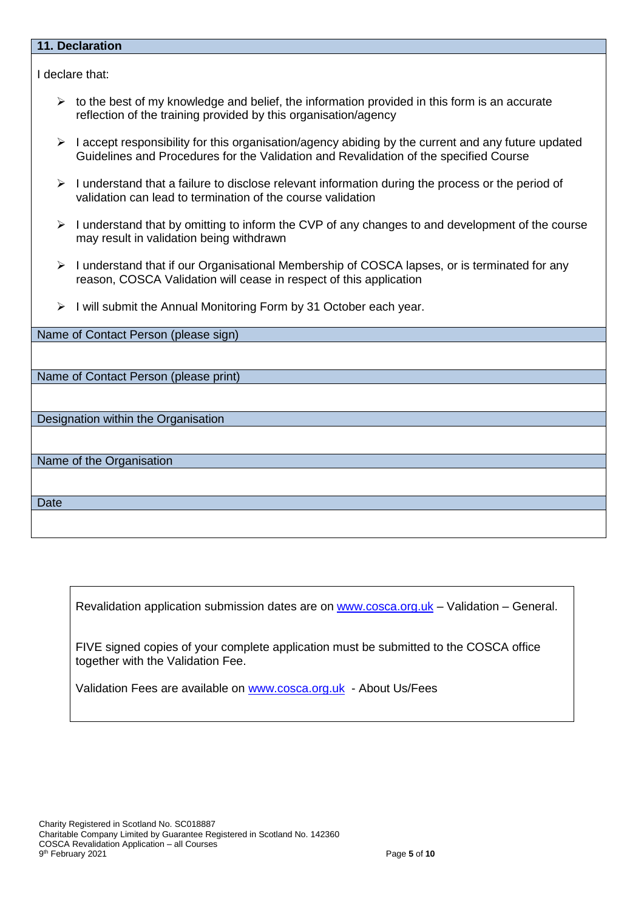## 11. Declaration

I declare that:

- to the best of my knowledge and belief, the information provided in this form is an accurate reflection of the training provided by this organisation/agency
- I accept responsibility for this organisation/agency abiding by the current and any future updated Guidelines and Procedures for the Validation and Revalidation of the specified Course
- I understand that a failure to disclose relevant information during the process or the period of validation can lead to termination of the course validation
- I understand that by omitting to inform the CVP of any changes to and development of the course may result in validation being withdrawn
- I understand that if our Organisational Membership of COSCA lapses, or is terminated for any reason, COSCA Validation will cease in respect of this application
- I will submit the Annual Monitoring Form by 31 October each year.

| Name of Contact Person (please sign) |
|---|
| |

| Name of Contact Person (please print) |
|---|
| |

| Designation within the Organisation |
|---|
| |

| Name of the Organisation |
|---|
| |

| Date |
|---|
| |

Revalidation application submission dates are on www.cosca.org.uk – Validation – General.

FIVE signed copies of your complete application must be submitted to the COSCA office together with the Validation Fee.

Validation Fees are available on www.cosca.org.uk - About Us/Fees

Charity Registered in Scotland No. SC018887
Charitable Company Limited by Guarantee Registered in Scotland No. 142360
COSCA Revalidation Application – all Courses
9th February 2021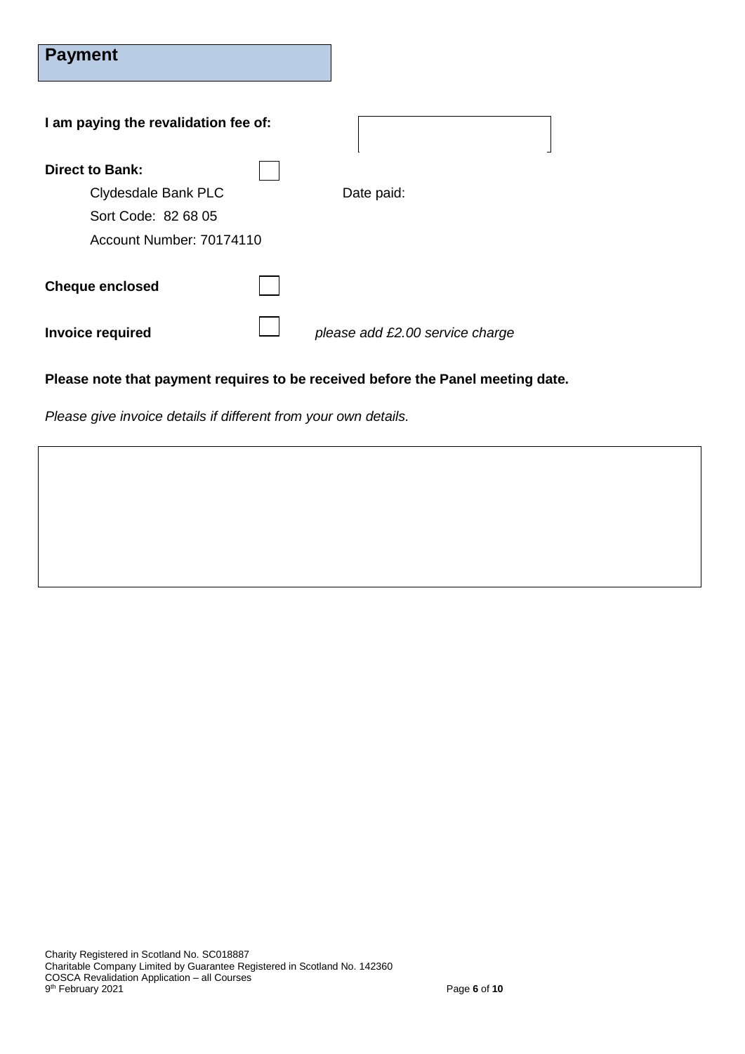## Payment

**I am paying the revalidation fee of:**

**Direct to Bank:** ☐

Clydesdale Bank PLC

Sort Code: 82 68 05

Account Number: 70174110

Date paid:

**Cheque enclosed** ☐

**Invoice required** ☐ *please add £2.00 service charge*

**Please note that payment requires to be received before the Panel meeting date.**

*Please give invoice details if different from your own details.*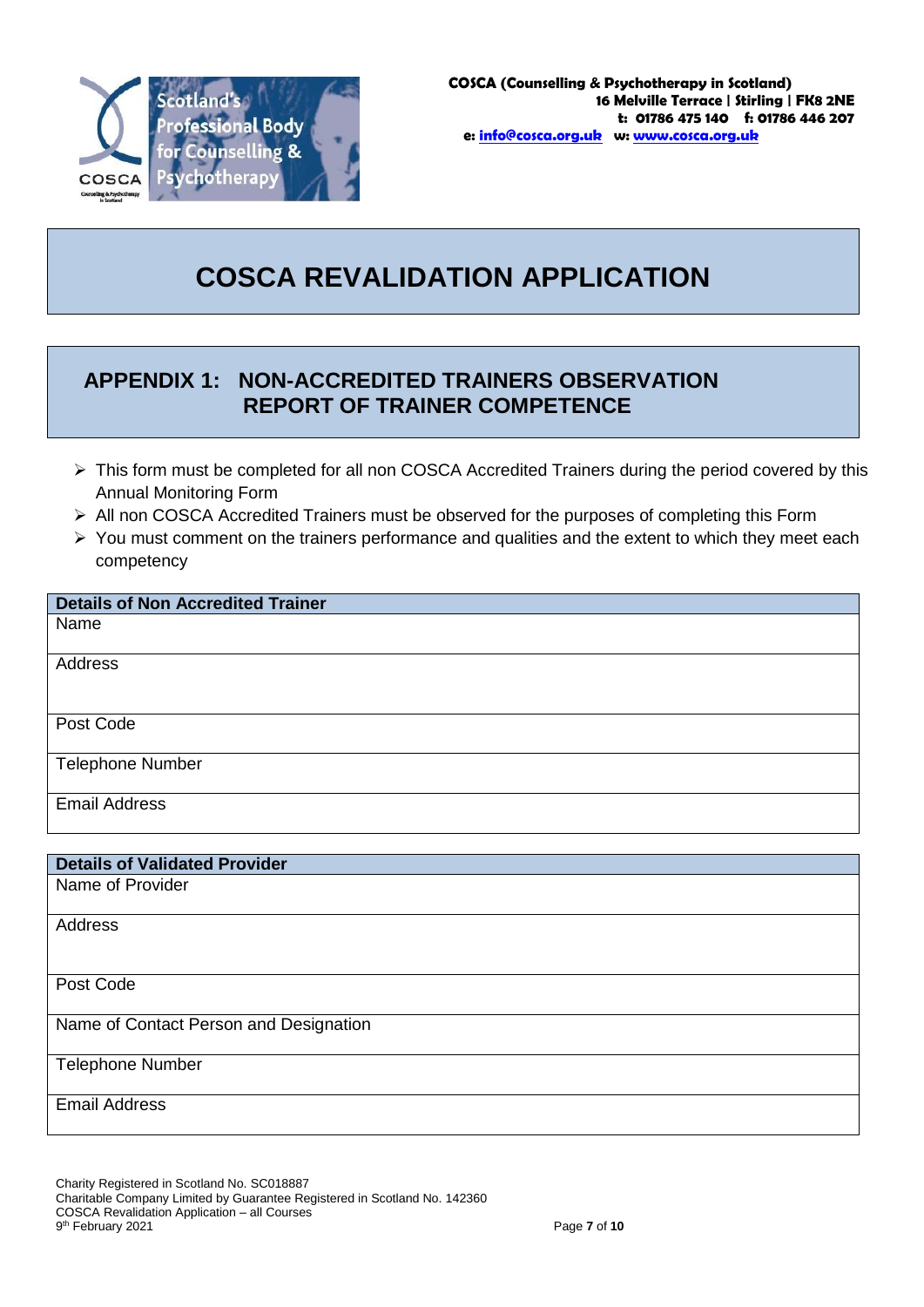**COSCA (Counselling & Psychotherapy in Scotland)**
**16 Melville Terrace | Stirling | FK8 2NE**
**t: 01786 475 140 f: 01786 446 207**
**e: info@cosca.org.uk w: www.cosca.org.uk**

# COSCA REVALIDATION APPLICATION

## APPENDIX 1: NON-ACCREDITED TRAINERS OBSERVATION REPORT OF TRAINER COMPETENCE

- This form must be completed for all non COSCA Accredited Trainers during the period covered by this Annual Monitoring Form
- All non COSCA Accredited Trainers must be observed for the purposes of completing this Form
- You must comment on the trainers performance and qualities and the extent to which they meet each competency

| **Details of Non Accredited Trainer** |
|---|
| Name |
| Address |
| Post Code |
| Telephone Number |
| Email Address |

| **Details of Validated Provider** |
|---|
| Name of Provider |
| Address |
| Post Code |
| Name of Contact Person and Designation |
| Telephone Number |
| Email Address |

Charity Registered in Scotland No. SC018887
Charitable Company Limited by Guarantee Registered in Scotland No. 142360
COSCA Revalidation Application – all Courses
9th February 2021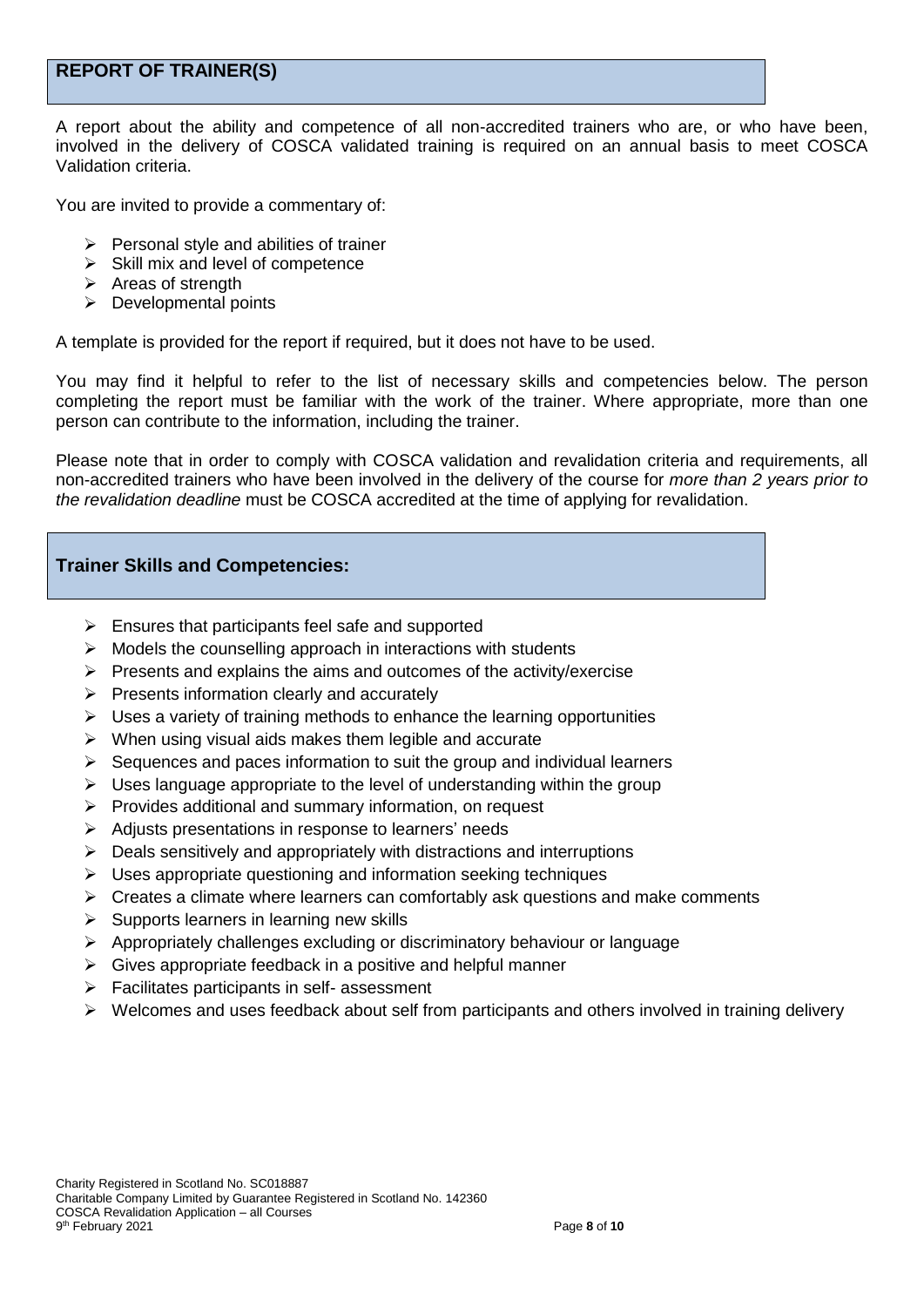## REPORT OF TRAINER(S)

A report about the ability and competence of all non-accredited trainers who are, or who have been, involved in the delivery of COSCA validated training is required on an annual basis to meet COSCA Validation criteria.

You are invited to provide a commentary of:

- Personal style and abilities of trainer
- Skill mix and level of competence
- Areas of strength
- Developmental points

A template is provided for the report if required, but it does not have to be used.

You may find it helpful to refer to the list of necessary skills and competencies below. The person completing the report must be familiar with the work of the trainer. Where appropriate, more than one person can contribute to the information, including the trainer.

Please note that in order to comply with COSCA validation and revalidation criteria and requirements, all non-accredited trainers who have been involved in the delivery of the course for *more than 2 years prior to the revalidation deadline* must be COSCA accredited at the time of applying for revalidation.

## Trainer Skills and Competencies:

- Ensures that participants feel safe and supported
- Models the counselling approach in interactions with students
- Presents and explains the aims and outcomes of the activity/exercise
- Presents information clearly and accurately
- Uses a variety of training methods to enhance the learning opportunities
- When using visual aids makes them legible and accurate
- Sequences and paces information to suit the group and individual learners
- Uses language appropriate to the level of understanding within the group
- Provides additional and summary information, on request
- Adjusts presentations in response to learners' needs
- Deals sensitively and appropriately with distractions and interruptions
- Uses appropriate questioning and information seeking techniques
- Creates a climate where learners can comfortably ask questions and make comments
- Supports learners in learning new skills
- Appropriately challenges excluding or discriminatory behaviour or language
- Gives appropriate feedback in a positive and helpful manner
- Facilitates participants in self- assessment
- Welcomes and uses feedback about self from participants and others involved in training delivery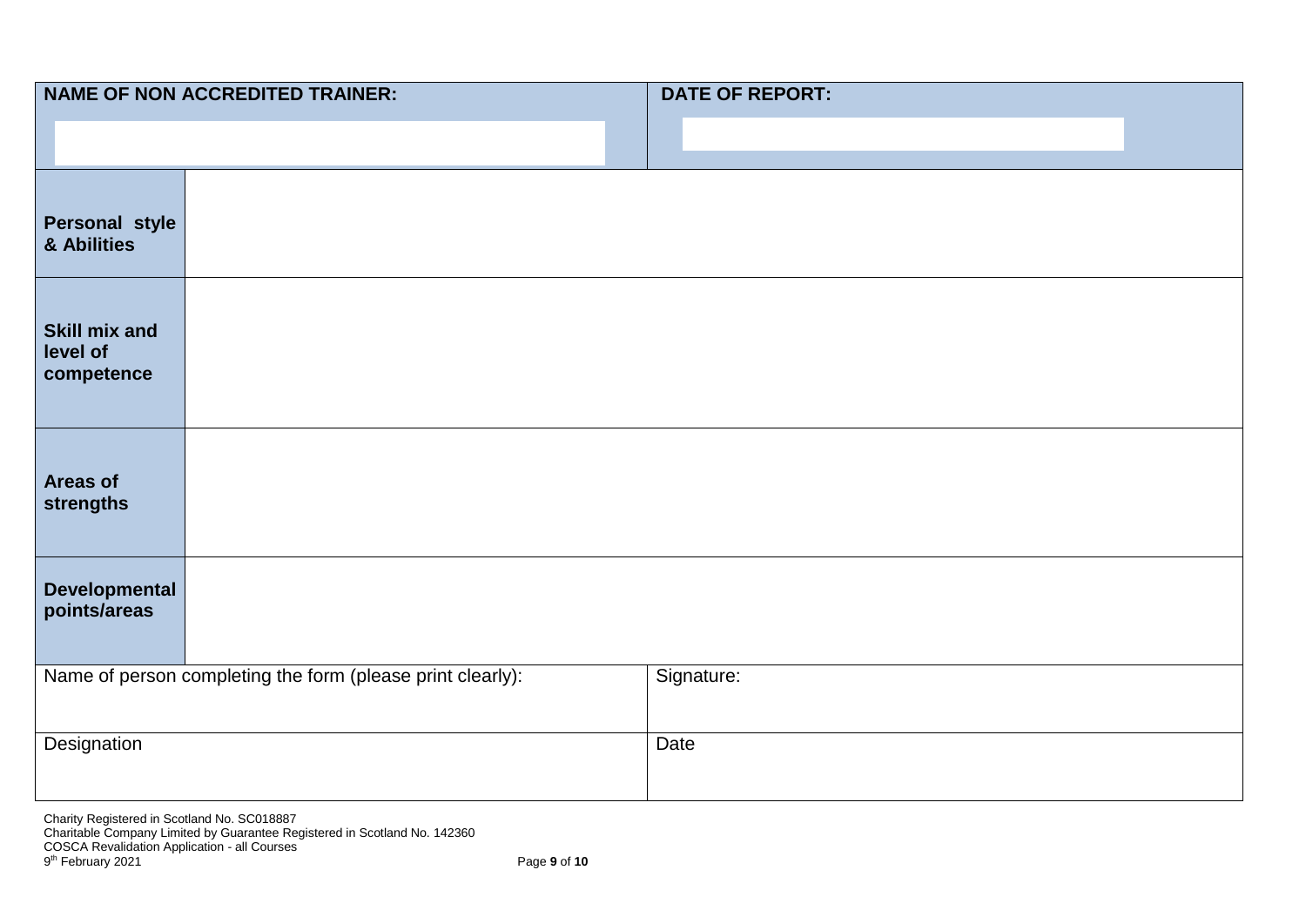| NAME OF NON ACCREDITED TRAINER: | DATE OF REPORT: |
| --- | --- |
| | |

| | |
| --- | --- |
| **Personal style & Abilities** | |
| **Skill mix and level of competence** | |
| **Areas of strengths** | |
| **Developmental points/areas** | |

| | |
| --- | --- |
| Name of person completing the form (please print clearly): | Signature: |
| Designation | Date |

Charity Registered in Scotland No. SC018887
Charitable Company Limited by Guarantee Registered in Scotland No. 142360
COSCA Revalidation Application - all Courses
9th February 2021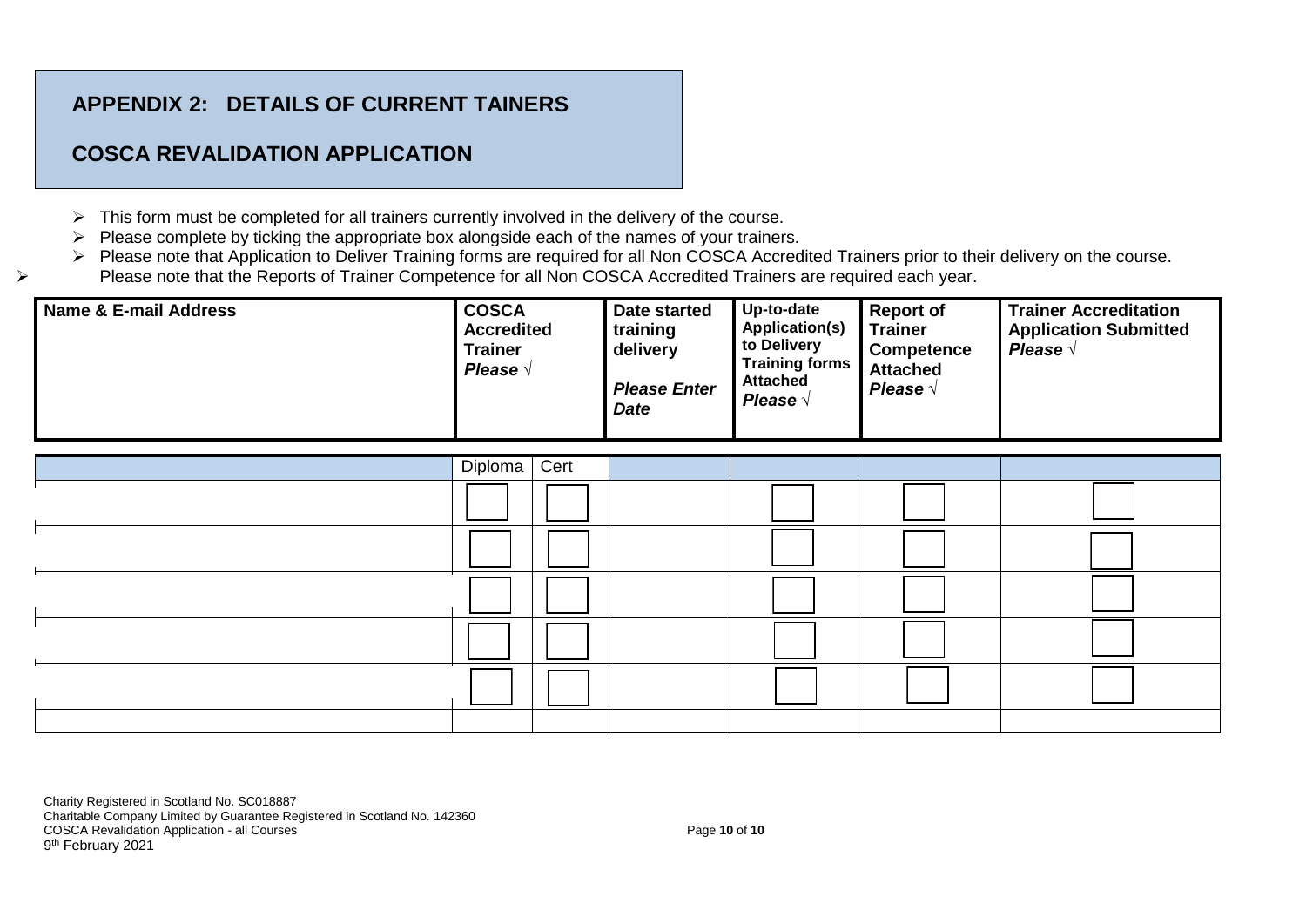## APPENDIX 2: DETAILS OF CURRENT TAINERS

## COSCA REVALIDATION APPLICATION

- This form must be completed for all trainers currently involved in the delivery of the course.
- Please complete by ticking the appropriate box alongside each of the names of your trainers.
- Please note that Application to Deliver Training forms are required for all Non COSCA Accredited Trainers prior to their delivery on the course.
- Please note that the Reports of Trainer Competence for all Non COSCA Accredited Trainers are required each year.

| **Name & E-mail Address** | **COSCA Accredited Trainer** ***Please √*** | | **Date started training delivery** ***Please Enter Date*** | **Up-to-date Application(s) to Delivery Training forms Attached** ***Please √*** | **Report of Trainer Competence Attached** ***Please √*** | **Trainer Accreditation Application Submitted** ***Please √*** |
|---|---|---|---|---|---|---|
| | Diploma | Cert | | | | |
| | ☐ | ☐ | | ☐ | ☐ | ☐ |
| | ☐ | ☐ | | ☐ | ☐ | ☐ |
| | ☐ | ☐ | | ☐ | ☐ | ☐ |
| | ☐ | ☐ | | ☐ | ☐ | ☐ |
| | ☐ | ☐ | | ☐ | ☐ | ☐ |
| | | | | | | |

Charity Registered in Scotland No. SC018887
Charitable Company Limited by Guarantee Registered in Scotland No. 142360
COSCA Revalidation Application - all Courses
9th February 2021